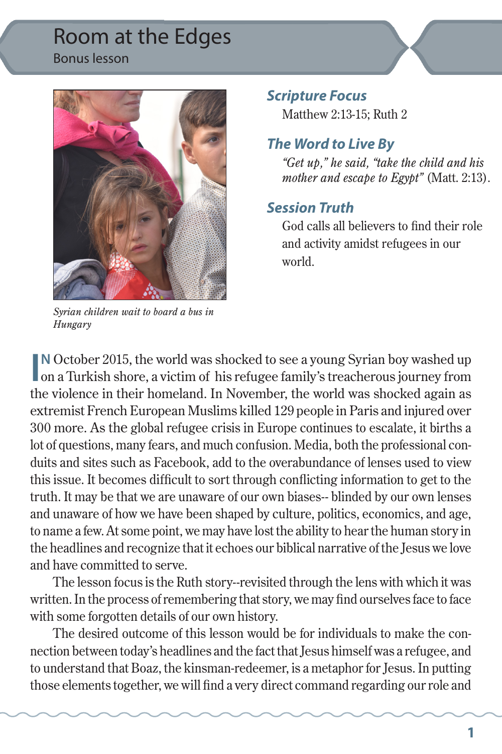# Room at the Edges

Bonus lesson

Syrian children wait to board a bus in Hungary

## *Scripture Focus*

Matthew 2:13-15; Ruth 2

## *The Word to Live By*

*"Get up," he said, "take the child and his mother and escape to Egypt"* (Matt. 2:13).

## *Session Truth*

God calls all believers to find their role and activity amidst refugees in our world.

IN October 2015, the world was shocked to see a young Syrian boy washed up on a Turkish shore, a victim of his refugee family's treacherous journey from the violence in their homeland. In November, the world was shocked again as extremist French European Muslims killed 129 people in Paris and injured over 300 more. As the global refugee crisis in Europe continues to escalate, it births a lot of questions, many fears, and much confusion. Media, both the professional conduits and sites such as Facebook, add to the overabundance of lenses used to view this issue. It becomes difficult to sort through conflicting information to get to the truth. It may be that we are unaware of our own biases-- blinded by our own lenses and unaware of how we have been shaped by culture, politics, economics, and age, to name a few. At some point, we may have lost the ability to hear the human story in the headlines and recognize that it echoes our biblical narrative of the Jesus we love and have committed to serve.

The lesson focus is the Ruth story--revisited through the lens with which it was written. In the process of remembering that story, we may find ourselves face to face with some forgotten details of our own history.

The desired outcome of this lesson would be for individuals to make the connection between today's headlines and the fact that Jesus himself was a refugee, and to understand that Boaz, the kinsman-redeemer, is a metaphor for Jesus. In putting those elements together, we will find a very direct command regarding our role and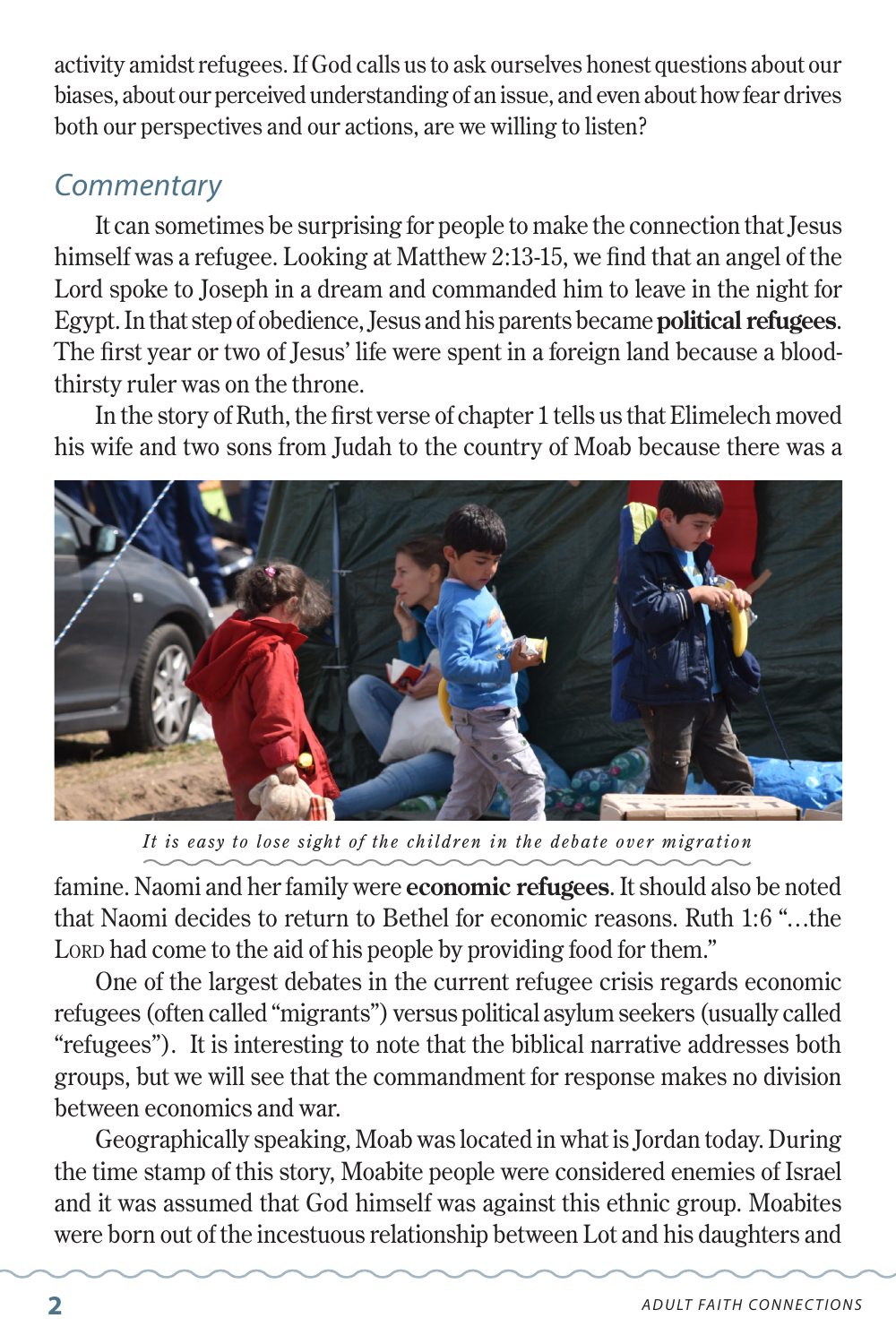activity amidst refugees. If God calls us to ask ourselves honest questions about our biases, about our perceived understanding of an issue, and even about how fear drives both our perspectives and our actions, are we willing to listen?

## *Commentary*

It can sometimes be surprising for people to make the connection that Jesus himself was a refugee. Looking at Matthew 2:13-15, we find that an angel of the Lord spoke to Joseph in a dream and commanded him to leave in the night for Egypt. In that step of obedience, Jesus and his parents became **political refugees**. The first year or two of Jesus' life were spent in a foreign land because a bloodthirsty ruler was on the throne.

In the story of Ruth, the first verse of chapter 1 tells us that Elimelech moved his wife and two sons from Judah to the country of Moab because there was a famine. Naomi and her family were **economic refugees**. It should also be noted that Naomi decides to return to Bethel for economic reasons. Ruth 1:6 "…the LORD had come to the aid of his people by providing food for them."

*It is easy to lose sight of the children in the debate over migration*

One of the largest debates in the current refugee crisis regards economic refugees (often called "migrants") versus political asylum seekers (usually called "refugees"). It is interesting to note that the biblical narrative addresses both groups, but we will see that the commandment for response makes no division between economics and war.

Geographically speaking, Moab was located in what is Jordan today. During the time stamp of this story, Moabite people were considered enemies of Israel and it was assumed that God himself was against this ethnic group. Moabites were born out of the incestuous relationship between Lot and his daughters and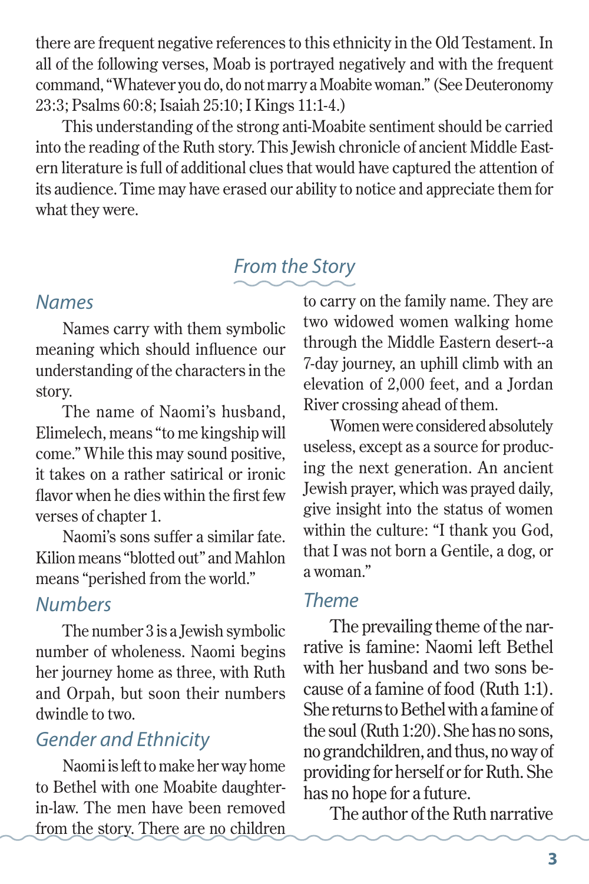there are frequent negative references to this ethnicity in the Old Testament. In all of the following verses, Moab is portrayed negatively and with the frequent command, "Whatever you do, do not marry a Moabite woman." (See Deuteronomy 23:3; Psalms 60:8; Isaiah 25:10; I Kings 11:1-4.)

This understanding of the strong anti-Moabite sentiment should be carried into the reading of the Ruth story. This Jewish chronicle of ancient Middle Eastern literature is full of additional clues that would have captured the attention of its audience. Time may have erased our ability to notice and appreciate them for what they were.

## *From the Story*

### *Names*

Names carry with them symbolic meaning which should influence our understanding of the characters in the story.

The name of Naomi's husband, Elimelech, means "to me kingship will come." While this may sound positive, it takes on a rather satirical or ironic flavor when he dies within the first few verses of chapter 1.

Naomi's sons suffer a similar fate. Kilion means "blotted out" and Mahlon means "perished from the world."

### *Numbers*

The number 3 is a Jewish symbolic number of wholeness. Naomi begins her journey home as three, with Ruth and Orpah, but soon their numbers dwindle to two.

### *Gender and Ethnicity*

Naomi is left to make her way home to Bethel with one Moabite daughter-in-law. The men have been removed from the story. There are no children to carry on the family name. They are two widowed women walking home through the Middle Eastern desert--a 7-day journey, an uphill climb with an elevation of 2,000 feet, and a Jordan River crossing ahead of them.

Women were considered absolutely useless, except as a source for producing the next generation. An ancient Jewish prayer, which was prayed daily, give insight into the status of women within the culture: "I thank you God, that I was not born a Gentile, a dog, or a woman."

### *Theme*

The prevailing theme of the narrative is famine: Naomi left Bethel with her husband and two sons because of a famine of food (Ruth 1:1). She returns to Bethel with a famine of the soul (Ruth 1:20). She has no sons, no grandchildren, and thus, no way of providing for herself or for Ruth. She has no hope for a future.

The author of the Ruth narrative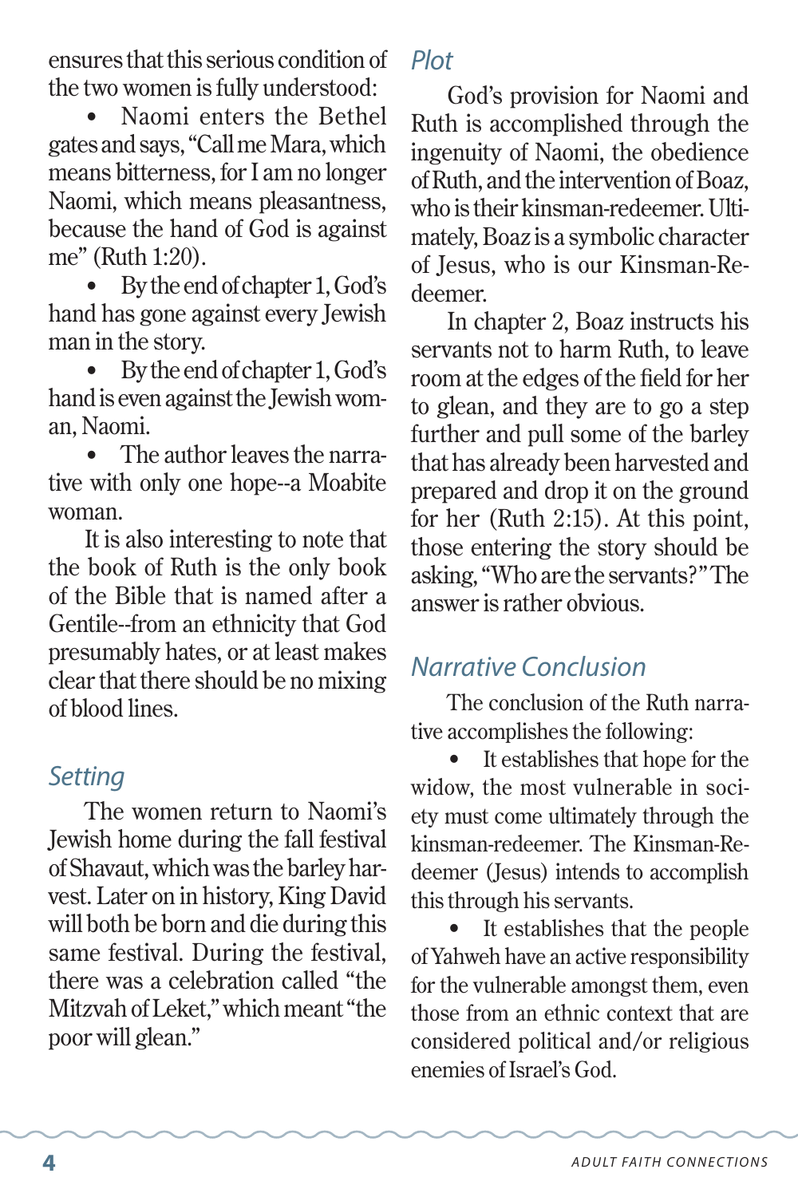ensures that this serious condition of the two women is fully understood:

- Naomi enters the Bethel gates and says, "Call me Mara, which means bitterness, for I am no longer Naomi, which means pleasantness, because the hand of God is against me" (Ruth 1:20).
- By the end of chapter 1, God's hand has gone against every Jewish man in the story.
- By the end of chapter 1, God's hand is even against the Jewish woman, Naomi.
- The author leaves the narrative with only one hope--a Moabite woman.

It is also interesting to note that the book of Ruth is the only book of the Bible that is named after a Gentile--from an ethnicity that God presumably hates, or at least makes clear that there should be no mixing of blood lines.

### *Setting*

The women return to Naomi's Jewish home during the fall festival of Shavaut, which was the barley harvest. Later on in history, King David will both be born and die during this same festival. During the festival, there was a celebration called "the Mitzvah of Leket," which meant "the poor will glean."

### *Plot*

God's provision for Naomi and Ruth is accomplished through the ingenuity of Naomi, the obedience of Ruth, and the intervention of Boaz, who is their kinsman-redeemer. Ultimately, Boaz is a symbolic character of Jesus, who is our Kinsman-Redeemer.

In chapter 2, Boaz instructs his servants not to harm Ruth, to leave room at the edges of the field for her to glean, and they are to go a step further and pull some of the barley that has already been harvested and prepared and drop it on the ground for her (Ruth 2:15). At this point, those entering the story should be asking, "Who are the servants?" The answer is rather obvious.

### *Narrative Conclusion*

The conclusion of the Ruth narrative accomplishes the following:

- It establishes that hope for the widow, the most vulnerable in society must come ultimately through the kinsman-redeemer. The Kinsman-Redeemer (Jesus) intends to accomplish this through his servants.
- It establishes that the people of Yahweh have an active responsibility for the vulnerable amongst them, even those from an ethnic context that are considered political and/or religious enemies of Israel's God.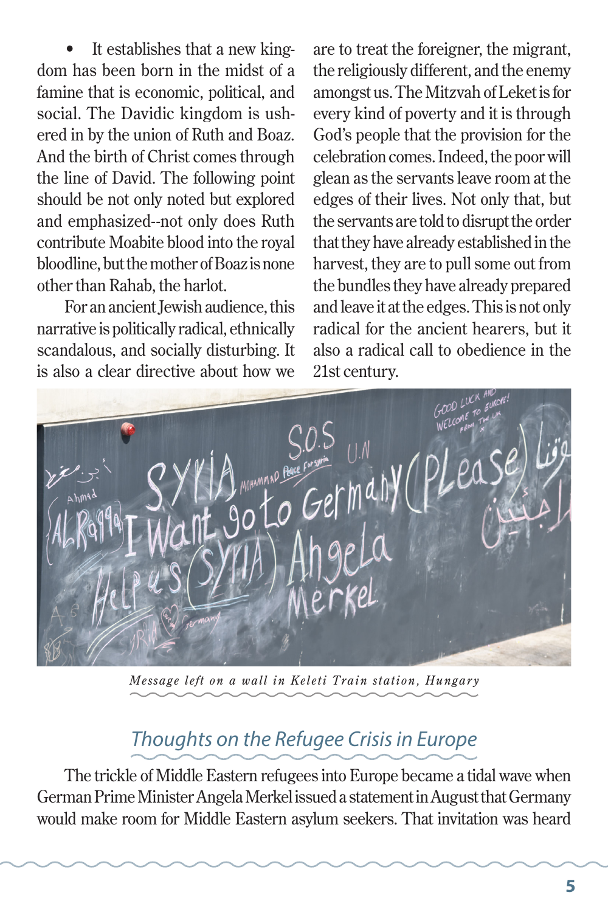- It establishes that a new kingdom has been born in the midst of a famine that is economic, political, and social. The Davidic kingdom is ushered in by the union of Ruth and Boaz. And the birth of Christ comes through the line of David. The following point should be not only noted but explored and emphasized--not only does Ruth contribute Moabite blood into the royal bloodline, but the mother of Boaz is none other than Rahab, the harlot.

For an ancient Jewish audience, this narrative is politically radical, ethnically scandalous, and socially disturbing. It is also a clear directive about how we are to treat the foreigner, the migrant, the religiously different, and the enemy amongst us. The Mitzvah of Leket is for every kind of poverty and it is through God's people that the provision for the celebration comes. Indeed, the poor will glean as the servants leave room at the edges of their lives. Not only that, but the servants are told to disrupt the order that they have already established in the harvest, they are to pull some out from the bundles they have already prepared and leave it at the edges. This is not only radical for the ancient hearers, but it also a radical call to obedience in the 21st century.

*Message left on a wall in Keleti Train station, Hungary*

## Thoughts on the Refugee Crisis in Europe

The trickle of Middle Eastern refugees into Europe became a tidal wave when German Prime Minister Angela Merkel issued a statement in August that Germany would make room for Middle Eastern asylum seekers. That invitation was heard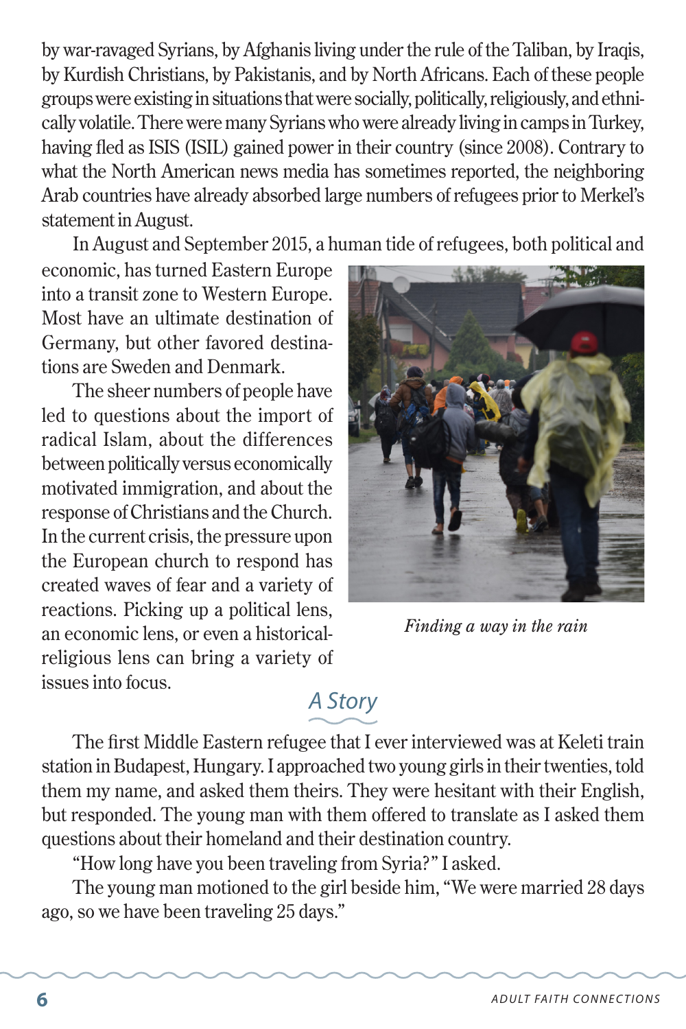by war-ravaged Syrians, by Afghanis living under the rule of the Taliban, by Iraqis, by Kurdish Christians, by Pakistanis, and by North Africans. Each of these people groups were existing in situations that were socially, politically, religiously, and ethnically volatile. There were many Syrians who were already living in camps in Turkey, having fled as ISIS (ISIL) gained power in their country (since 2008). Contrary to what the North American news media has sometimes reported, the neighboring Arab countries have already absorbed large numbers of refugees prior to Merkel's statement in August.

In August and September 2015, a human tide of refugees, both political and economic, has turned Eastern Europe into a transit zone to Western Europe. Most have an ultimate destination of Germany, but other favored destinations are Sweden and Denmark.

The sheer numbers of people have led to questions about the import of radical Islam, about the differences between politically versus economically motivated immigration, and about the response of Christians and the Church. In the current crisis, the pressure upon the European church to respond has created waves of fear and a variety of reactions. Picking up a political lens, an economic lens, or even a historical-religious lens can bring a variety of issues into focus.

*Finding a way in the rain*

## A Story

The first Middle Eastern refugee that I ever interviewed was at Keleti train station in Budapest, Hungary. I approached two young girls in their twenties, told them my name, and asked them theirs. They were hesitant with their English, but responded. The young man with them offered to translate as I asked them questions about their homeland and their destination country.

"How long have you been traveling from Syria?" I asked.

The young man motioned to the girl beside him, "We were married 28 days ago, so we have been traveling 25 days."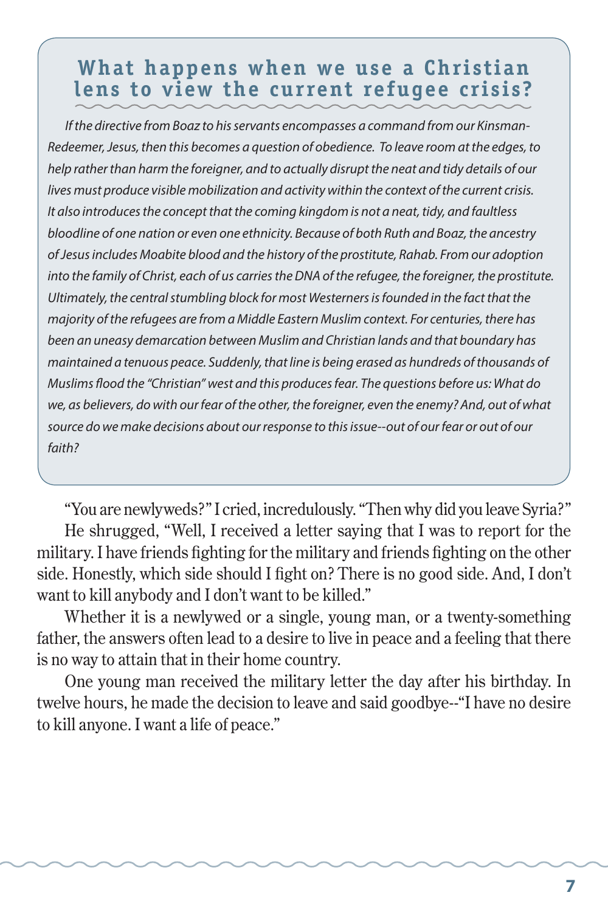## What happens when we use a Christian lens to view the current refugee crisis?

*If the directive from Boaz to his servants encompasses a command from our Kinsman-Redeemer, Jesus, then this becomes a question of obedience. To leave room at the edges, to help rather than harm the foreigner, and to actually disrupt the neat and tidy details of our lives must produce visible mobilization and activity within the context of the current crisis. It also introduces the concept that the coming kingdom is not a neat, tidy, and faultless bloodline of one nation or even one ethnicity. Because of both Ruth and Boaz, the ancestry of Jesus includes Moabite blood and the history of the prostitute, Rahab. From our adoption into the family of Christ, each of us carries the DNA of the refugee, the foreigner, the prostitute. Ultimately, the central stumbling block for most Westerners is founded in the fact that the majority of the refugees are from a Middle Eastern Muslim context. For centuries, there has been an uneasy demarcation between Muslim and Christian lands and that boundary has maintained a tenuous peace. Suddenly, that line is being erased as hundreds of thousands of Muslims flood the "Christian" west and this produces fear. The questions before us: What do we, as believers, do with our fear of the other, the foreigner, even the enemy? And, out of what source do we make decisions about our response to this issue--out of our fear or out of our faith?*

"You are newlyweds?" I cried, incredulously. "Then why did you leave Syria?"

He shrugged, "Well, I received a letter saying that I was to report for the military. I have friends fighting for the military and friends fighting on the other side. Honestly, which side should I fight on? There is no good side. And, I don't want to kill anybody and I don't want to be killed."

Whether it is a newlywed or a single, young man, or a twenty-something father, the answers often lead to a desire to live in peace and a feeling that there is no way to attain that in their home country.

One young man received the military letter the day after his birthday. In twelve hours, he made the decision to leave and said goodbye--"I have no desire to kill anyone. I want a life of peace."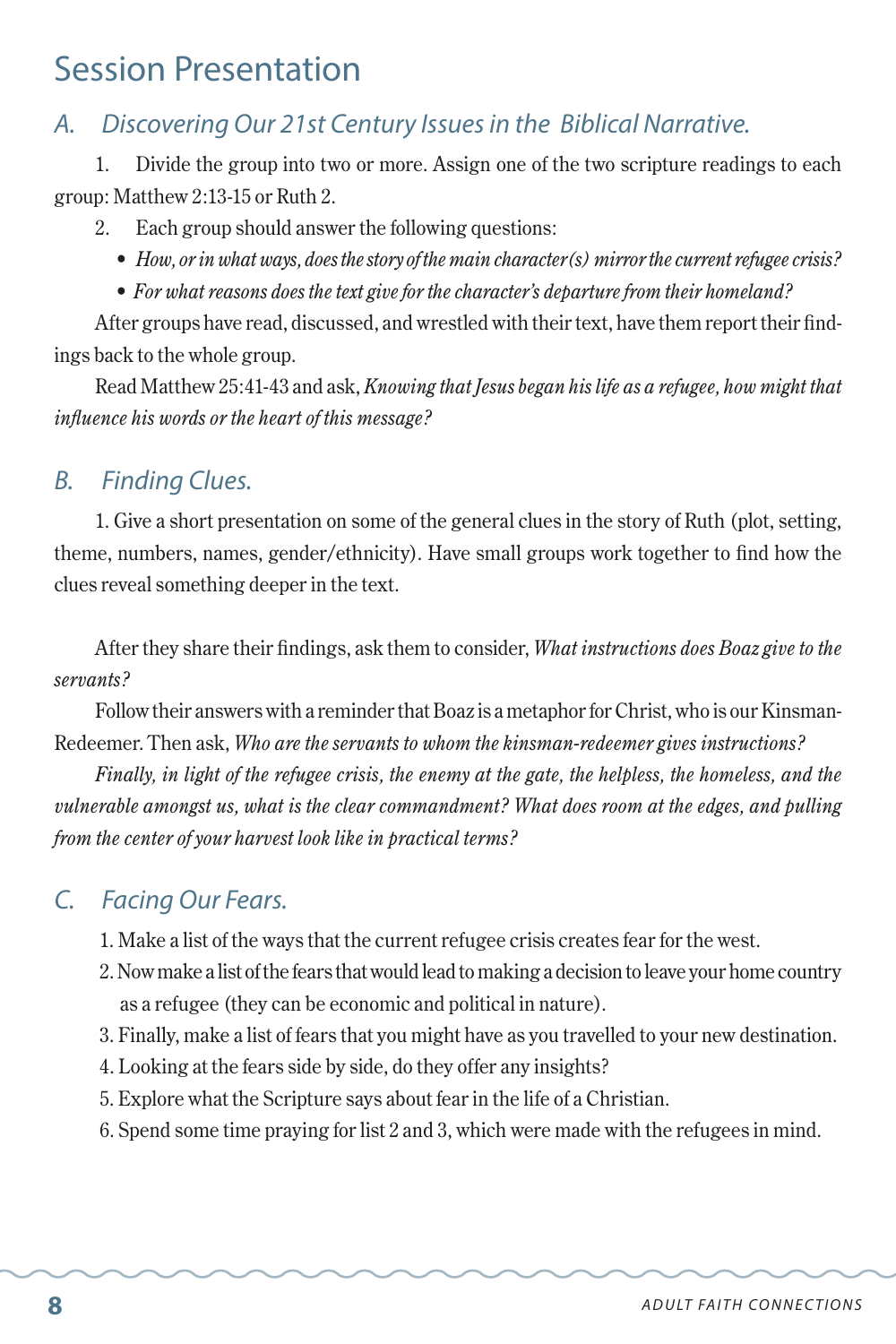# Session Presentation

## *A. Discovering Our 21st Century Issues in the Biblical Narrative.*

1. Divide the group into two or more. Assign one of the two scripture readings to each group: Matthew 2:13-15 or Ruth 2.
2. Each group should answer the following questions:
   - *How, or in what ways, does the story of the main character(s) mirror the current refugee crisis?*
   - *For what reasons does the text give for the character's departure from their homeland?*

After groups have read, discussed, and wrestled with their text, have them report their findings back to the whole group.

Read Matthew 25:41-43 and ask, *Knowing that Jesus began his life as a refugee, how might that influence his words or the heart of this message?*

## *B. Finding Clues.*

1. Give a short presentation on some of the general clues in the story of Ruth (plot, setting, theme, numbers, names, gender/ethnicity). Have small groups work together to find how the clues reveal something deeper in the text.

After they share their findings, ask them to consider, *What instructions does Boaz give to the servants?*

Follow their answers with a reminder that Boaz is a metaphor for Christ, who is our Kinsman-Redeemer. Then ask, *Who are the servants to whom the kinsman-redeemer gives instructions?*

*Finally, in light of the refugee crisis, the enemy at the gate, the helpless, the homeless, and the vulnerable amongst us, what is the clear commandment? What does room at the edges, and pulling from the center of your harvest look like in practical terms?*

## *C. Facing Our Fears.*

1. Make a list of the ways that the current refugee crisis creates fear for the west.
2. Now make a list of the fears that would lead to making a decision to leave your home country as a refugee (they can be economic and political in nature).
3. Finally, make a list of fears that you might have as you travelled to your new destination.
4. Looking at the fears side by side, do they offer any insights?
5. Explore what the Scripture says about fear in the life of a Christian.
6. Spend some time praying for list 2 and 3, which were made with the refugees in mind.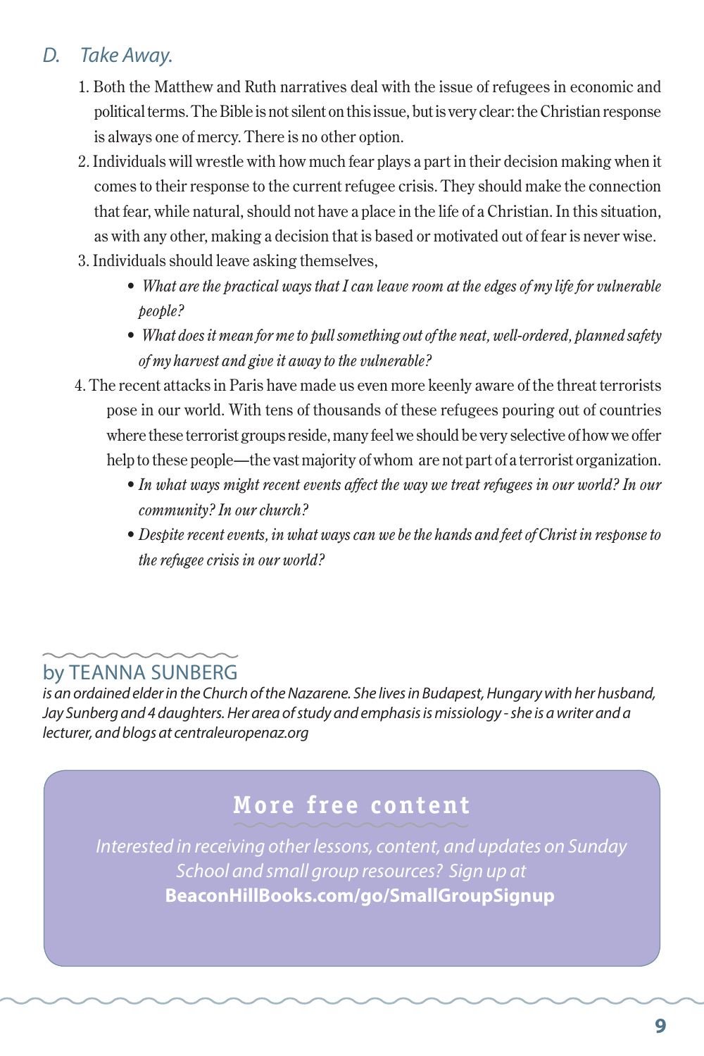## D. Take Away.

1. Both the Matthew and Ruth narratives deal with the issue of refugees in economic and political terms. The Bible is not silent on this issue, but is very clear: the Christian response is always one of mercy. There is no other option.
2. Individuals will wrestle with how much fear plays a part in their decision making when it comes to their response to the current refugee crisis. They should make the connection that fear, while natural, should not have a place in the life of a Christian. In this situation, as with any other, making a decision that is based or motivated out of fear is never wise.
3. Individuals should leave asking themselves,
   - *What are the practical ways that I can leave room at the edges of my life for vulnerable people?*
   - *What does it mean for me to pull something out of the neat, well-ordered, planned safety of my harvest and give it away to the vulnerable?*
4. The recent attacks in Paris have made us even more keenly aware of the threat terrorists pose in our world. With tens of thousands of these refugees pouring out of countries where these terrorist groups reside, many feel we should be very selective of how we offer help to these people—the vast majority of whom are not part of a terrorist organization.
   - *In what ways might recent events affect the way we treat refugees in our world? In our community? In our church?*
   - *Despite recent events, in what ways can we be the hands and feet of Christ in response to the refugee crisis in our world?*

by TEANNA SUNBERG

*is an ordained elder in the Church of the Nazarene. She lives in Budapest, Hungary with her husband, Jay Sunberg and 4 daughters. Her area of study and emphasis is missiology - she is a writer and a lecturer, and blogs at centraleuropenaz.org*

### More free content

*Interested in receiving other lessons, content, and updates on Sunday School and small group resources? Sign up at*
**BeaconHillBooks.com/go/SmallGroupSignup**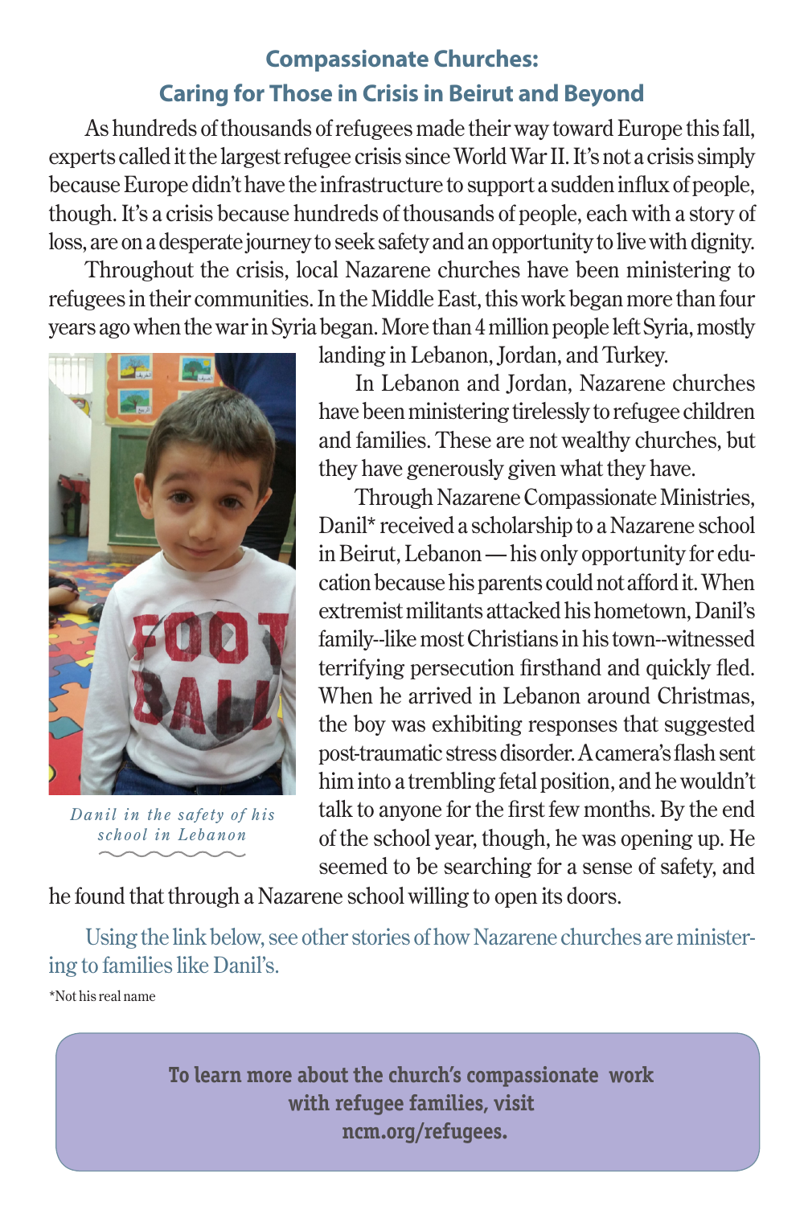## Compassionate Churches:
## Caring for Those in Crisis in Beirut and Beyond

As hundreds of thousands of refugees made their way toward Europe this fall, experts called it the largest refugee crisis since World War II. It's not a crisis simply because Europe didn't have the infrastructure to support a sudden influx of people, though. It's a crisis because hundreds of thousands of people, each with a story of loss, are on a desperate journey to seek safety and an opportunity to live with dignity.

Throughout the crisis, local Nazarene churches have been ministering to refugees in their communities. In the Middle East, this work began more than four years ago when the war in Syria began. More than 4 million people left Syria, mostly landing in Lebanon, Jordan, and Turkey.

In Lebanon and Jordan, Nazarene churches have been ministering tirelessly to refugee children and families. These are not wealthy churches, but they have generously given what they have.

Through Nazarene Compassionate Ministries, Danil* received a scholarship to a Nazarene school in Beirut, Lebanon — his only opportunity for education because his parents could not afford it. When extremist militants attacked his hometown, Danil's family--like most Christians in his town--witnessed terrifying persecution firsthand and quickly fled. When he arrived in Lebanon around Christmas, the boy was exhibiting responses that suggested post-traumatic stress disorder. A camera's flash sent him into a trembling fetal position, and he wouldn't talk to anyone for the first few months. By the end of the school year, though, he was opening up. He seemed to be searching for a sense of safety, and he found that through a Nazarene school willing to open its doors.

*Danil in the safety of his school in Lebanon*

Using the link below, see other stories of how Nazarene churches are ministering to families like Danil's.

*Not his real name

**To learn more about the church's compassionate work with refugee families, visit ncm.org/refugees.**